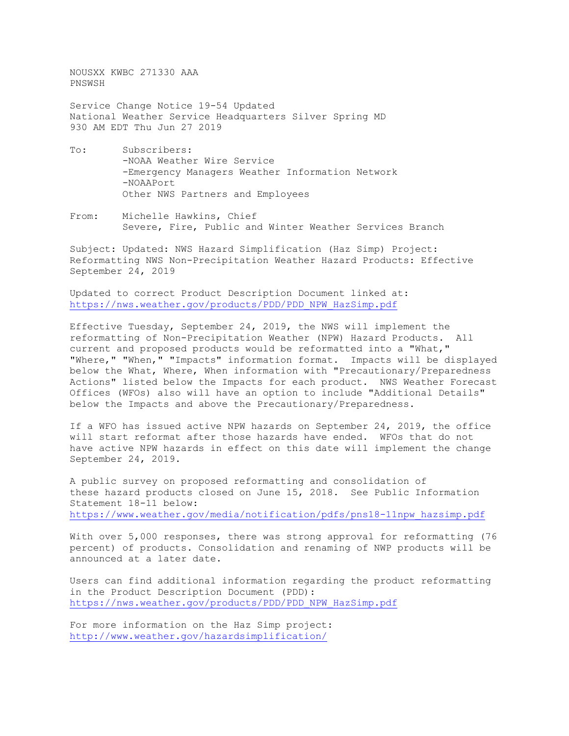NOUSXX KWBC 271330 AAA
PNSWSH

Service Change Notice 19-54 Updated
National Weather Service Headquarters Silver Spring MD
930 AM EDT Thu Jun 27 2019

To: Subscribers:
-NOAA Weather Wire Service
-Emergency Managers Weather Information Network
-NOAAPort
Other NWS Partners and Employees

From: Michelle Hawkins, Chief
Severe, Fire, Public and Winter Weather Services Branch

Subject: Updated: NWS Hazard Simplification (Haz Simp) Project: Reformatting NWS Non-Precipitation Weather Hazard Products: Effective September 24, 2019

Updated to correct Product Description Document linked at:
https://nws.weather.gov/products/PDD/PDD_NPW_HazSimp.pdf

Effective Tuesday, September 24, 2019, the NWS will implement the reformatting of Non-Precipitation Weather (NPW) Hazard Products. All current and proposed products would be reformatted into a "What," "Where," "When," "Impacts" information format. Impacts will be displayed below the What, Where, When information with "Precautionary/Preparedness Actions" listed below the Impacts for each product. NWS Weather Forecast Offices (WFOs) also will have an option to include "Additional Details" below the Impacts and above the Precautionary/Preparedness.

If a WFO has issued active NPW hazards on September 24, 2019, the office will start reformat after those hazards have ended. WFOs that do not have active NPW hazards in effect on this date will implement the change September 24, 2019.

A public survey on proposed reformatting and consolidation of these hazard products closed on June 15, 2018. See Public Information Statement 18-11 below:
https://www.weather.gov/media/notification/pdfs/pns18-11npw_hazsimp.pdf

With over 5,000 responses, there was strong approval for reformatting (76 percent) of products. Consolidation and renaming of NWP products will be announced at a later date.

Users can find additional information regarding the product reformatting in the Product Description Document (PDD):
https://nws.weather.gov/products/PDD/PDD_NPW_HazSimp.pdf

For more information on the Haz Simp project:
http://www.weather.gov/hazardsimplification/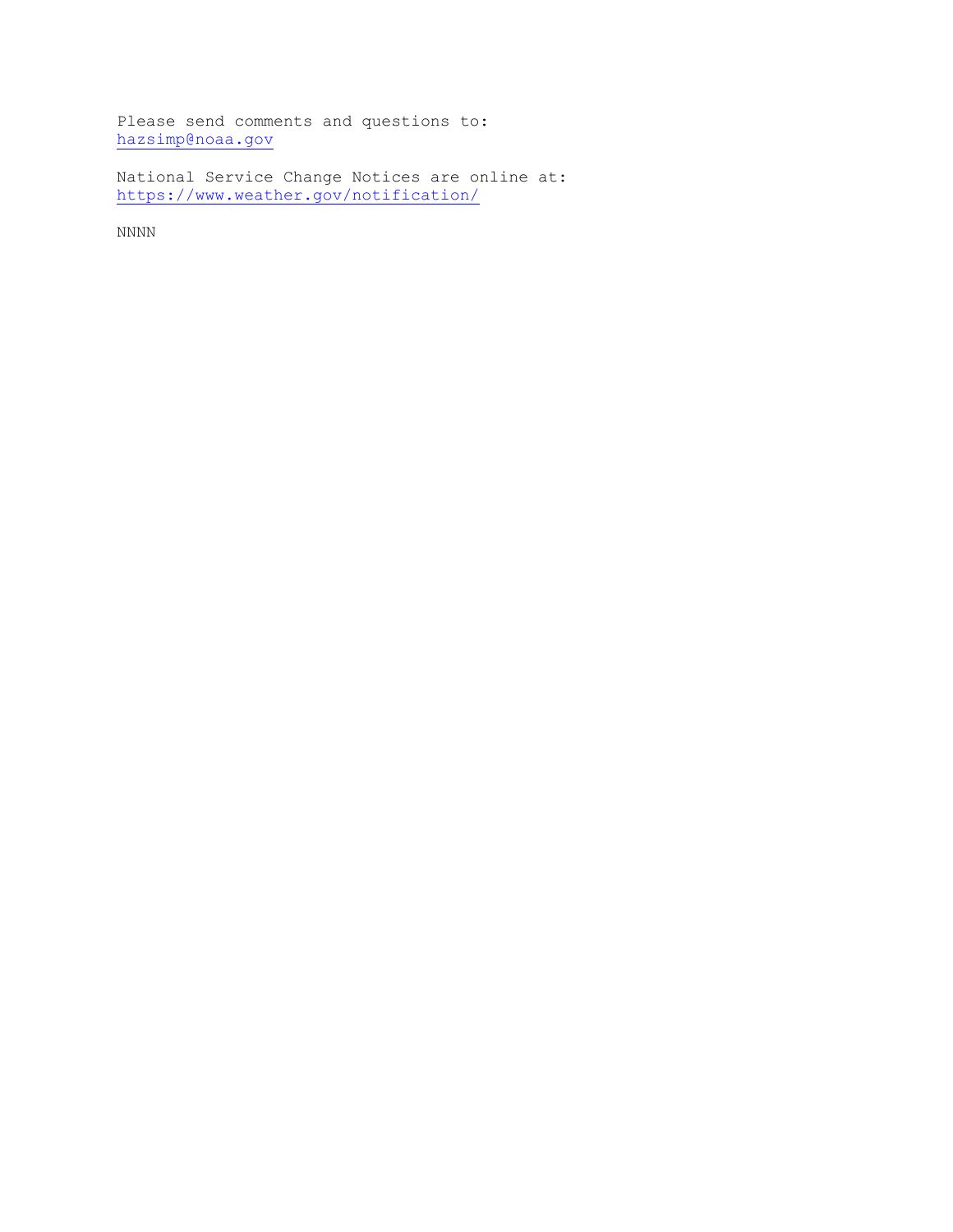Please send comments and questions to:
hazsimp@noaa.gov

National Service Change Notices are online at:
https://www.weather.gov/notification/

NNNN